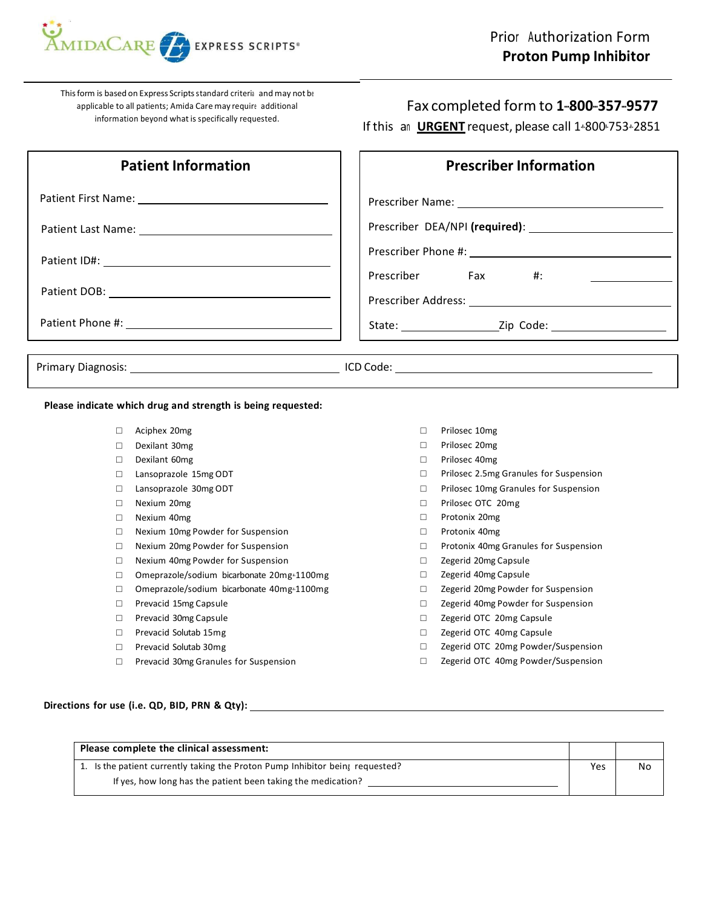AmidaCare | Express Scripts®

# Prior Authorization Form
## Proton Pump Inhibitor

This form is based on Express Scripts standard criteria and may not be applicable to all patients; Amida Care may require additional information beyond what is specifically requested.

Fax completed form to **1-800-357-9577**

If this an **URGENT** request, please call 1-800-753-2851

### Patient Information

Patient First Name: ______________________

Patient Last Name: ______________________

Patient ID#: ______________________

Patient DOB: ______________________

Patient Phone #: ______________________

### Prescriber Information

Prescriber Name: ______________________

Prescriber DEA/NPI **(required)**: ______________________

Prescriber Phone #: ______________________

Prescriber Fax #: ______________________

Prescriber Address: ______________________

State: ______________ Zip Code: ______________

Primary Diagnosis: ______________________ ICD Code: ______________________

**Please indicate which drug and strength is being requested:**

- ☐ Aciphex 20mg
- ☐ Dexilant 30mg
- ☐ Dexilant 60mg
- ☐ Lansoprazole 15mg ODT
- ☐ Lansoprazole 30mg ODT
- ☐ Nexium 20mg
- ☐ Nexium 40mg
- ☐ Nexium 10mg Powder for Suspension
- ☐ Nexium 20mg Powder for Suspension
- ☐ Nexium 40mg Powder for Suspension
- ☐ Omeprazole/sodium bicarbonate 20mg-1100mg
- ☐ Omeprazole/sodium bicarbonate 40mg-1100mg
- ☐ Prevacid 15mg Capsule
- ☐ Prevacid 30mg Capsule
- ☐ Prevacid Solutab 15mg
- ☐ Prevacid Solutab 30mg
- ☐ Prevacid 30mg Granules for Suspension
- ☐ Prilosec 10mg
- ☐ Prilosec 20mg
- ☐ Prilosec 40mg
- ☐ Prilosec 2.5mg Granules for Suspension
- ☐ Prilosec 10mg Granules for Suspension
- ☐ Prilosec OTC 20mg
- ☐ Protonix 20mg
- ☐ Protonix 40mg
- ☐ Protonix 40mg Granules for Suspension
- ☐ Zegerid 20mg Capsule
- ☐ Zegerid 40mg Capsule
- ☐ Zegerid 20mg Powder for Suspension
- ☐ Zegerid 40mg Powder for Suspension
- ☐ Zegerid OTC 20mg Capsule
- ☐ Zegerid OTC 40mg Capsule
- ☐ Zegerid OTC 20mg Powder/Suspension
- ☐ Zegerid OTC 40mg Powder/Suspension

**Directions for use (i.e. QD, BID, PRN & Qty):** ______________________

| **Please complete the clinical assessment:** | | |
|---|---|---|
| 1. Is the patient currently taking the Proton Pump Inhibitor being requested? If yes, how long has the patient been taking the medication? ______________ | Yes | No |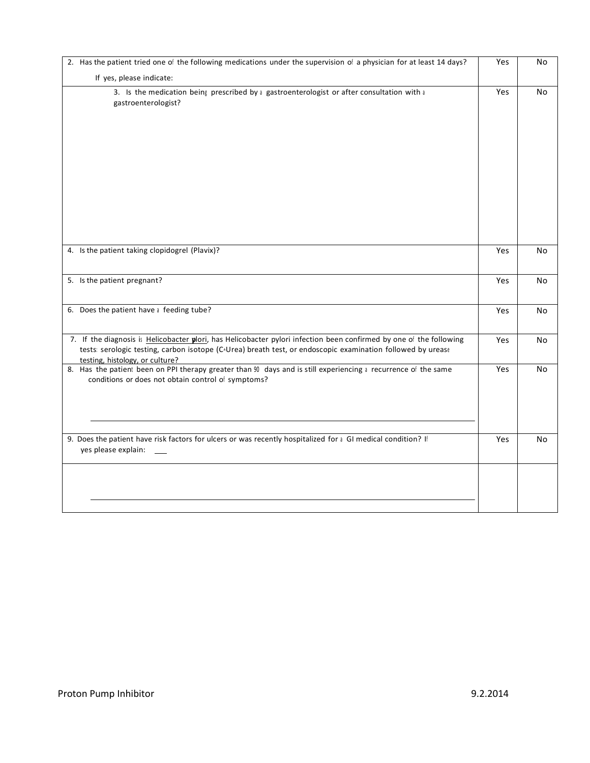| | | |
|---|---|---|
| 2. Has the patient tried one of the following medications under the supervision of a physician for at least 14 days?<br>If yes, please indicate: | Yes | No |
| 3. Is the medication being prescribed by a gastroenterologist or after consultation with a gastroenterologist? | Yes | No |
| 4. Is the patient taking clopidogrel (Plavix)? | Yes | No |
| 5. Is the patient pregnant? | Yes | No |
| 6. Does the patient have a feeding tube? | Yes | No |
| 7. If the diagnosis is Helicobacter pylori, has Helicobacter pylori infection been confirmed by one of the following tests: serologic testing, carbon isotope (C-Urea) breath test, or endoscopic examination followed by urease testing, histology, or culture? | Yes | No |
| 8. Has the patient been on PPI therapy greater than 90 days and is still experiencing a recurrence of the same conditions or does not obtain control of symptoms?<br>\_\_\_\_\_\_\_\_\_\_\_\_\_\_\_\_\_\_\_\_\_\_\_\_\_\_\_\_\_\_\_\_\_\_\_\_\_\_\_\_ | Yes | No |
| 9. Does the patient have risk factors for ulcers or was recently hospitalized for a GI medical condition? If yes please explain: \_\_\_ | Yes | No |
| \_\_\_\_\_\_\_\_\_\_\_\_\_\_\_\_\_\_\_\_\_\_\_\_\_\_\_\_\_\_\_\_\_\_\_\_\_\_\_\_ | | |

Proton Pump Inhibitor 9.2.2014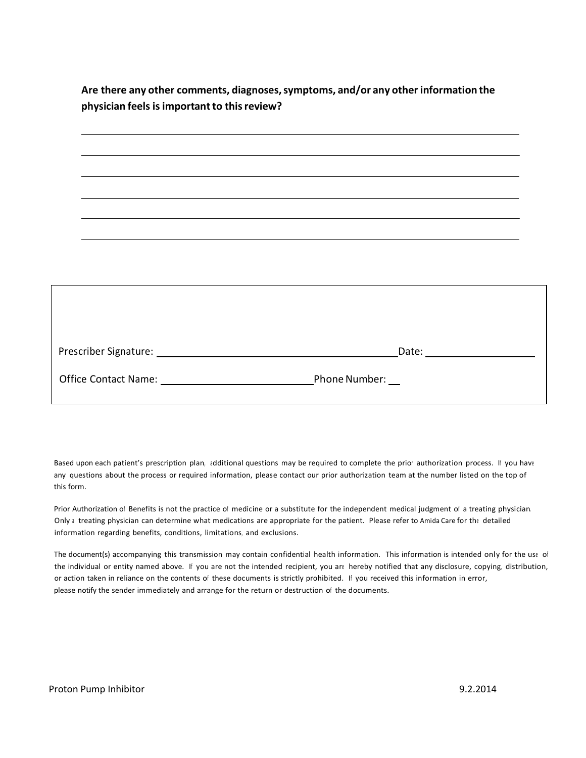**Are there any other comments, diagnoses, symptoms, and/or any other information the physician feels is important to this review?**

\_\_\_\_\_\_\_\_\_\_\_\_\_\_\_\_\_\_\_\_\_\_\_\_\_\_\_\_\_\_\_\_\_\_\_\_\_\_\_\_\_\_\_\_\_\_\_\_\_\_\_\_\_\_\_\_\_\_\_\_

\_\_\_\_\_\_\_\_\_\_\_\_\_\_\_\_\_\_\_\_\_\_\_\_\_\_\_\_\_\_\_\_\_\_\_\_\_\_\_\_\_\_\_\_\_\_\_\_\_\_\_\_\_\_\_\_\_\_\_\_

\_\_\_\_\_\_\_\_\_\_\_\_\_\_\_\_\_\_\_\_\_\_\_\_\_\_\_\_\_\_\_\_\_\_\_\_\_\_\_\_\_\_\_\_\_\_\_\_\_\_\_\_\_\_\_\_\_\_\_\_

\_\_\_\_\_\_\_\_\_\_\_\_\_\_\_\_\_\_\_\_\_\_\_\_\_\_\_\_\_\_\_\_\_\_\_\_\_\_\_\_\_\_\_\_\_\_\_\_\_\_\_\_\_\_\_\_\_\_\_\_

\_\_\_\_\_\_\_\_\_\_\_\_\_\_\_\_\_\_\_\_\_\_\_\_\_\_\_\_\_\_\_\_\_\_\_\_\_\_\_\_\_\_\_\_\_\_\_\_\_\_\_\_\_\_\_\_\_\_\_\_

\_\_\_\_\_\_\_\_\_\_\_\_\_\_\_\_\_\_\_\_\_\_\_\_\_\_\_\_\_\_\_\_\_\_\_\_\_\_\_\_\_\_\_\_\_\_\_\_\_\_\_\_\_\_\_\_\_\_\_\_

Prescriber Signature: \_\_\_\_\_\_\_\_\_\_\_\_\_\_\_\_\_\_\_\_\_\_\_\_\_\_\_\_\_\_\_\_ Date: \_\_\_\_\_\_\_\_\_\_\_\_\_\_\_\_

Office Contact Name: \_\_\_\_\_\_\_\_\_\_\_\_\_\_\_\_\_\_\_\_\_\_\_\_ Phone Number: \_\_

Based upon each patient's prescription plan, additional questions may be required to complete the prior authorization process. If you have any questions about the process or required information, please contact our prior authorization team at the number listed on the top of this form.

Prior Authorization of Benefits is not the practice of medicine or a substitute for the independent medical judgment of a treating physician. Only a treating physician can determine what medications are appropriate for the patient. Please refer to Amida Care for the detailed information regarding benefits, conditions, limitations, and exclusions.

The document(s) accompanying this transmission may contain confidential health information. This information is intended only for the use of the individual or entity named above. If you are not the intended recipient, you are hereby notified that any disclosure, copying, distribution, or action taken in reliance on the contents of these documents is strictly prohibited. If you received this information in error, please notify the sender immediately and arrange for the return or destruction of the documents.

Proton Pump Inhibitor 9.2.2014